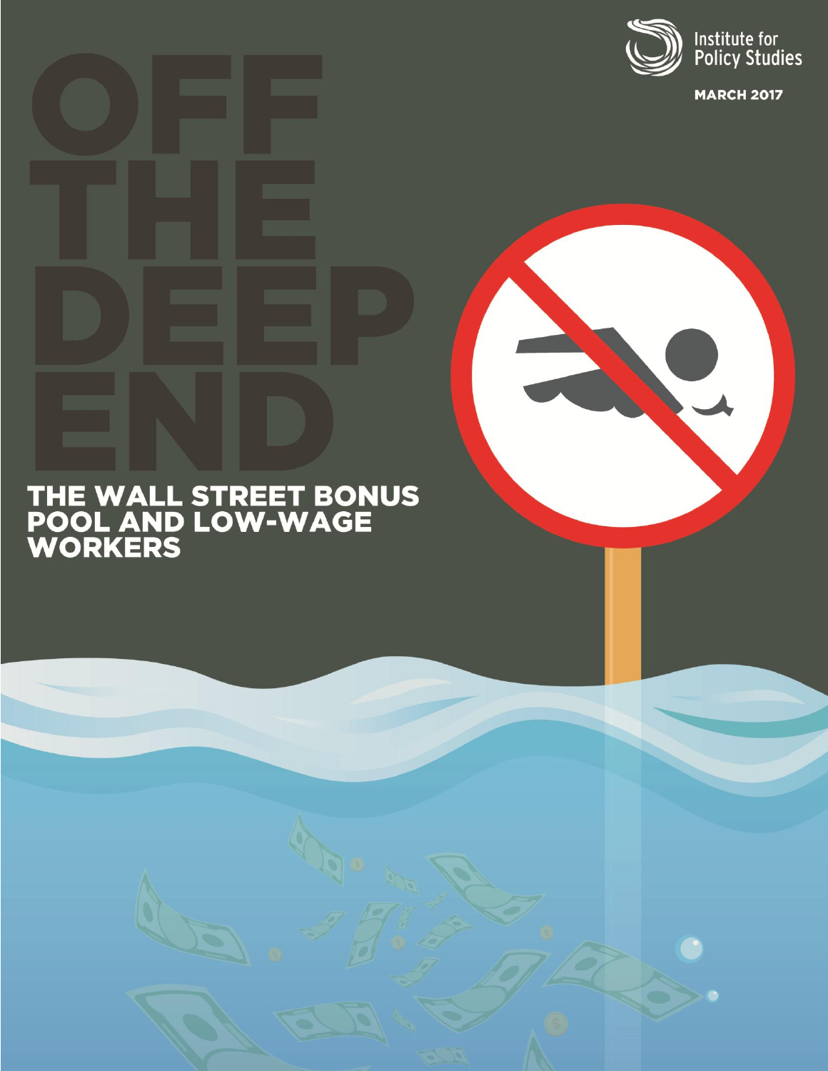Institute for Policy Studies

MARCH 2017

# OFF THE DEEP END

## THE WALL STREET BONUS POOL AND LOW-WAGE WORKERS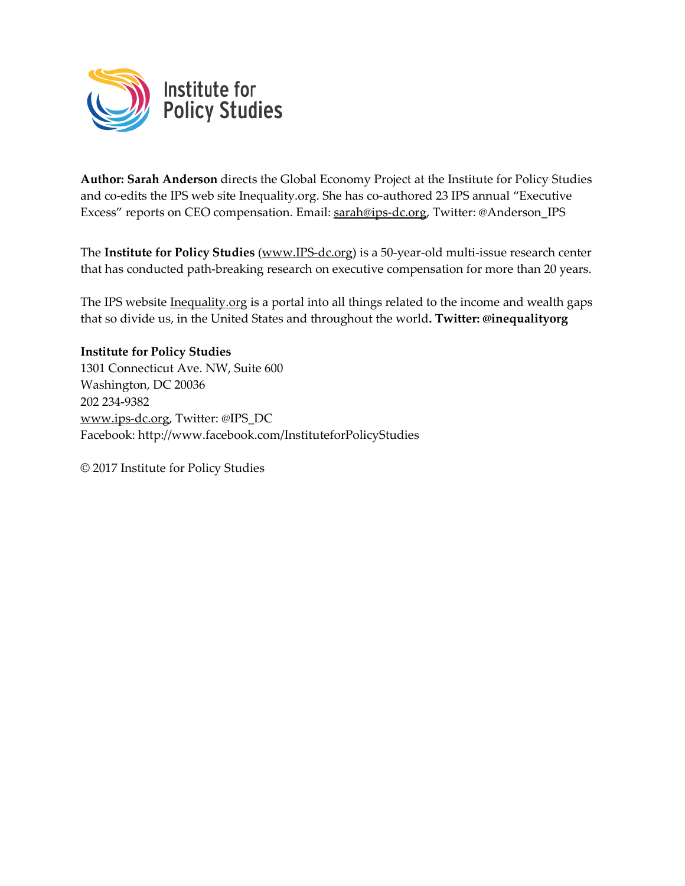**Author: Sarah Anderson** directs the Global Economy Project at the Institute for Policy Studies and co-edits the IPS web site Inequality.org. She has co-authored 23 IPS annual "Executive Excess" reports on CEO compensation. Email: sarah@ips-dc.org, Twitter: @Anderson_IPS

The **Institute for Policy Studies** (www.IPS-dc.org) is a 50-year-old multi-issue research center that has conducted path-breaking research on executive compensation for more than 20 years.

The IPS website Inequality.org is a portal into all things related to the income and wealth gaps that so divide us, in the United States and throughout the world**. Twitter: @inequalityorg**

**Institute for Policy Studies**
1301 Connecticut Ave. NW, Suite 600
Washington, DC 20036
202 234-9382
www.ips-dc.org, Twitter: @IPS_DC
Facebook: http://www.facebook.com/InstituteforPolicyStudies

© 2017 Institute for Policy Studies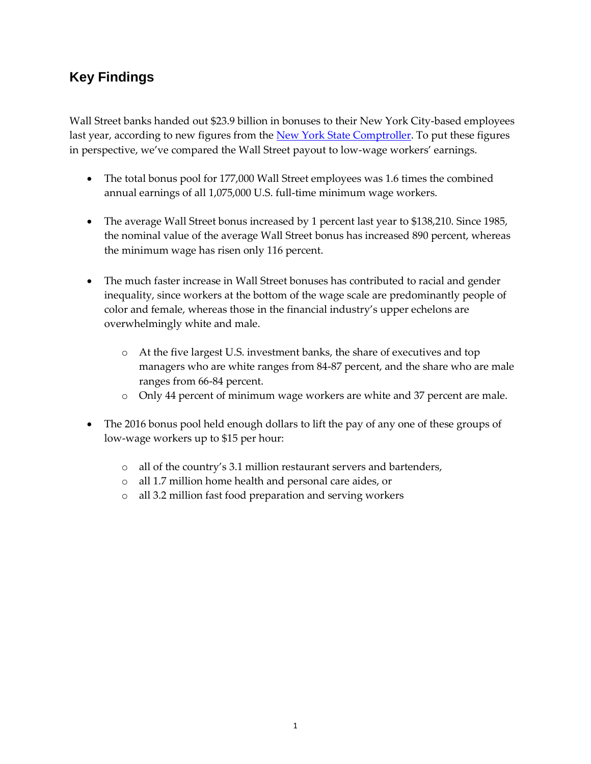## Key Findings

Wall Street banks handed out $23.9 billion in bonuses to their New York City-based employees last year, according to new figures from the [New York State Comptroller](). To put these figures in perspective, we've compared the Wall Street payout to low-wage workers' earnings.

- The total bonus pool for 177,000 Wall Street employees was 1.6 times the combined annual earnings of all 1,075,000 U.S. full-time minimum wage workers.

- The average Wall Street bonus increased by 1 percent last year to $138,210. Since 1985, the nominal value of the average Wall Street bonus has increased 890 percent, whereas the minimum wage has risen only 116 percent.

- The much faster increase in Wall Street bonuses has contributed to racial and gender inequality, since workers at the bottom of the wage scale are predominantly people of color and female, whereas those in the financial industry's upper echelons are overwhelmingly white and male.

  - At the five largest U.S. investment banks, the share of executives and top managers who are white ranges from 84-87 percent, and the share who are male ranges from 66-84 percent.
  - Only 44 percent of minimum wage workers are white and 37 percent are male.

- The 2016 bonus pool held enough dollars to lift the pay of any one of these groups of low-wage workers up to $15 per hour:

  - all of the country's 3.1 million restaurant servers and bartenders,
  - all 1.7 million home health and personal care aides, or
  - all 3.2 million fast food preparation and serving workers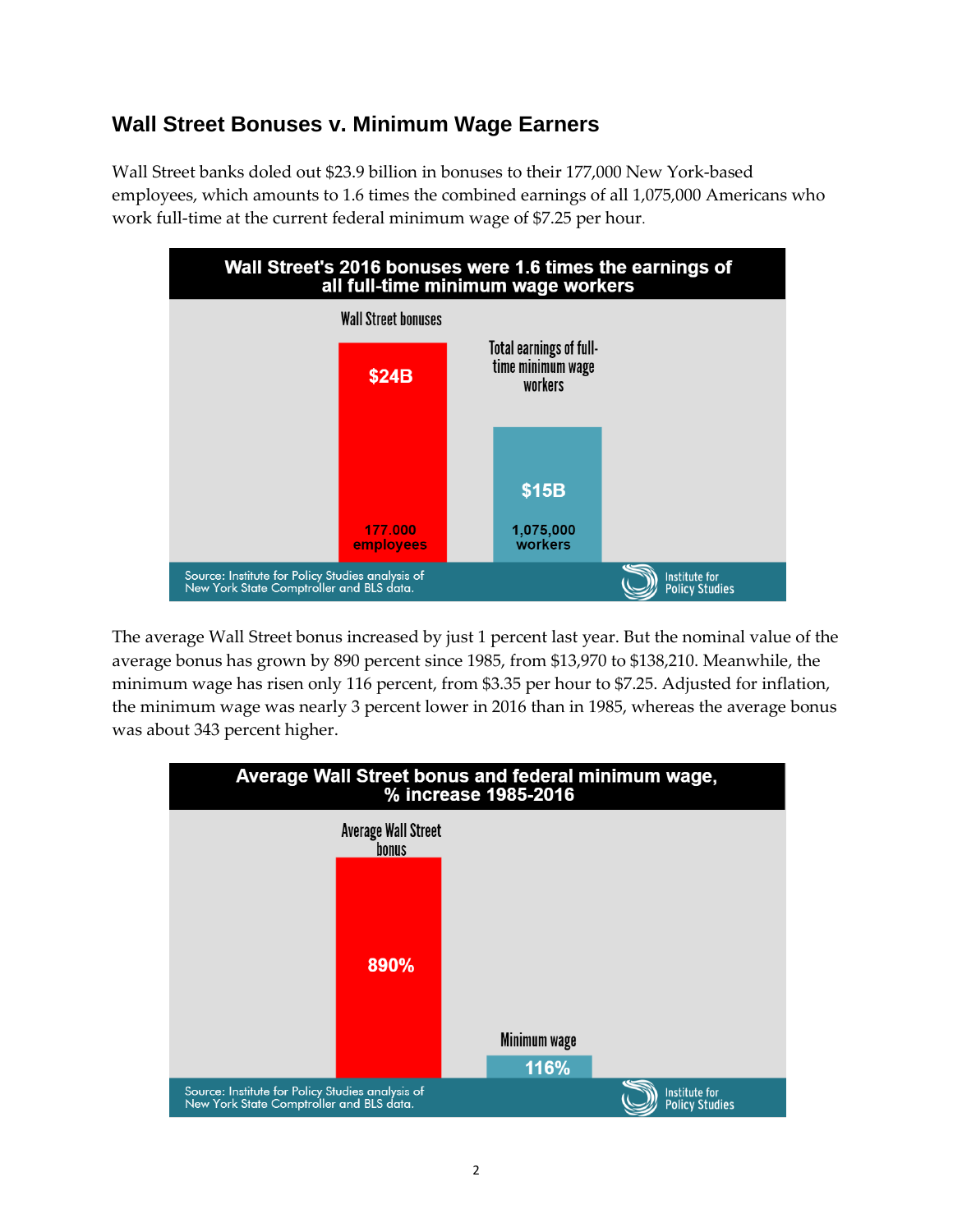## Wall Street Bonuses v. Minimum Wage Earners

Wall Street banks doled out $23.9 billion in bonuses to their 177,000 New York-based employees, which amounts to 1.6 times the combined earnings of all 1,075,000 Americans who work full-time at the current federal minimum wage of $7.25 per hour.

**Wall Street's 2016 bonuses were 1.6 times the earnings of all full-time minimum wage workers**

Wall Street bonuses

$24B

177,000 employees

Total earnings of full-time minimum wage workers

$15B

1,075,000 workers

Source: Institute for Policy Studies analysis of New York State Comptroller and BLS data.

Institute for Policy Studies

The average Wall Street bonus increased by just 1 percent last year. But the nominal value of the average bonus has grown by 890 percent since 1985, from $13,970 to $138,210. Meanwhile, the minimum wage has risen only 116 percent, from $3.35 per hour to $7.25. Adjusted for inflation, the minimum wage was nearly 3 percent lower in 2016 than in 1985, whereas the average bonus was about 343 percent higher.

**Average Wall Street bonus and federal minimum wage, % increase 1985-2016**

Average Wall Street bonus

890%

Minimum wage

116%

Source: Institute for Policy Studies analysis of New York State Comptroller and BLS data.

Institute for Policy Studies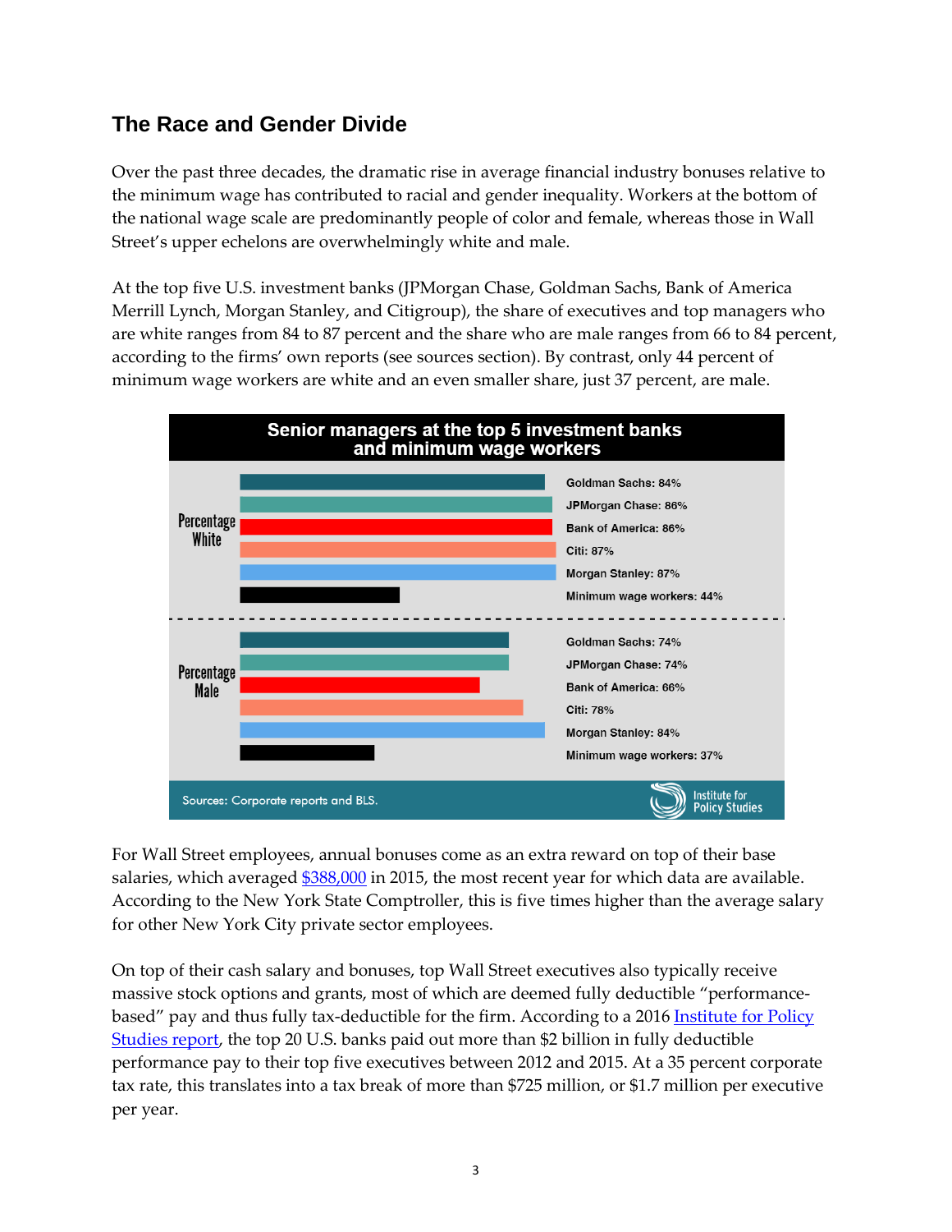## The Race and Gender Divide

Over the past three decades, the dramatic rise in average financial industry bonuses relative to the minimum wage has contributed to racial and gender inequality. Workers at the bottom of the national wage scale are predominantly people of color and female, whereas those in Wall Street's upper echelons are overwhelmingly white and male.

At the top five U.S. investment banks (JPMorgan Chase, Goldman Sachs, Bank of America Merrill Lynch, Morgan Stanley, and Citigroup), the share of executives and top managers who are white ranges from 84 to 87 percent and the share who are male ranges from 66 to 84 percent, according to the firms' own reports (see sources section). By contrast, only 44 percent of minimum wage workers are white and an even smaller share, just 37 percent, are male.

Senior managers at the top 5 investment banks and minimum wage workers

Percentage White

Goldman Sachs: 84%

JPMorgan Chase: 86%

Bank of America: 86%

Citi: 87%

Morgan Stanley: 87%

Minimum wage workers: 44%

Percentage Male

Goldman Sachs: 74%

JPMorgan Chase: 74%

Bank of America: 66%

Citi: 78%

Morgan Stanley: 84%

Minimum wage workers: 37%

Sources: Corporate reports and BLS.

Institute for Policy Studies

For Wall Street employees, annual bonuses come as an extra reward on top of their base salaries, which averaged $388,000 in 2015, the most recent year for which data are available. According to the New York State Comptroller, this is five times higher than the average salary for other New York City private sector employees.

On top of their cash salary and bonuses, top Wall Street executives also typically receive massive stock options and grants, most of which are deemed fully deductible "performance-based" pay and thus fully tax-deductible for the firm. According to a 2016 Institute for Policy Studies report, the top 20 U.S. banks paid out more than $2 billion in fully deductible performance pay to their top five executives between 2012 and 2015. At a 35 percent corporate tax rate, this translates into a tax break of more than $725 million, or $1.7 million per executive per year.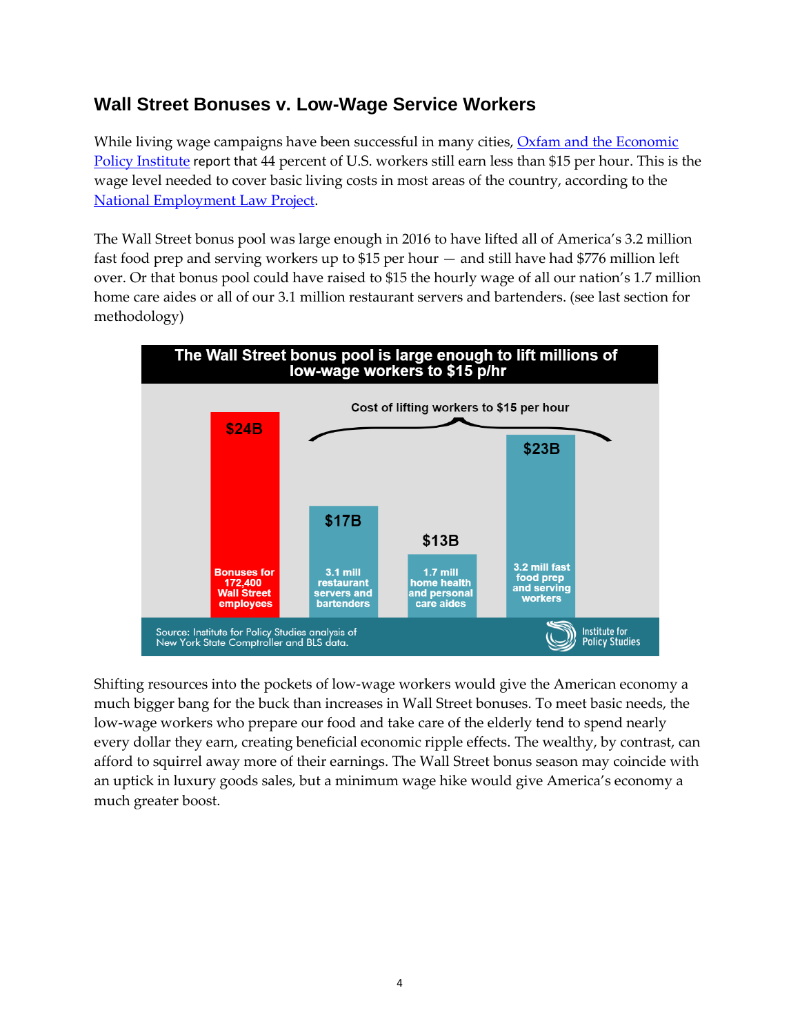## Wall Street Bonuses v. Low-Wage Service Workers

While living wage campaigns have been successful in many cities, Oxfam and the Economic Policy Institute report that 44 percent of U.S. workers still earn less than $15 per hour. This is the wage level needed to cover basic living costs in most areas of the country, according to the National Employment Law Project.

The Wall Street bonus pool was large enough in 2016 to have lifted all of America's 3.2 million fast food prep and serving workers up to $15 per hour — and still have had $776 million left over. Or that bonus pool could have raised to $15 the hourly wage of all our nation's 1.7 million home care aides or all of our 3.1 million restaurant servers and bartenders. (see last section for methodology)

The Wall Street bonus pool is large enough to lift millions of low-wage workers to $15 p/hr

Cost of lifting workers to $15 per hour

$24B
Bonuses for 172,400 Wall Street employees

$17B
3.1 mill restaurant servers and bartenders

$13B
1.7 mill home health and personal care aides

$23B
3.2 mill fast food prep and serving workers

Source: Institute for Policy Studies analysis of New York State Comptroller and BLS data.

Institute for Policy Studies

Shifting resources into the pockets of low-wage workers would give the American economy a much bigger bang for the buck than increases in Wall Street bonuses. To meet basic needs, the low-wage workers who prepare our food and take care of the elderly tend to spend nearly every dollar they earn, creating beneficial economic ripple effects. The wealthy, by contrast, can afford to squirrel away more of their earnings. The Wall Street bonus season may coincide with an uptick in luxury goods sales, but a minimum wage hike would give America's economy a much greater boost.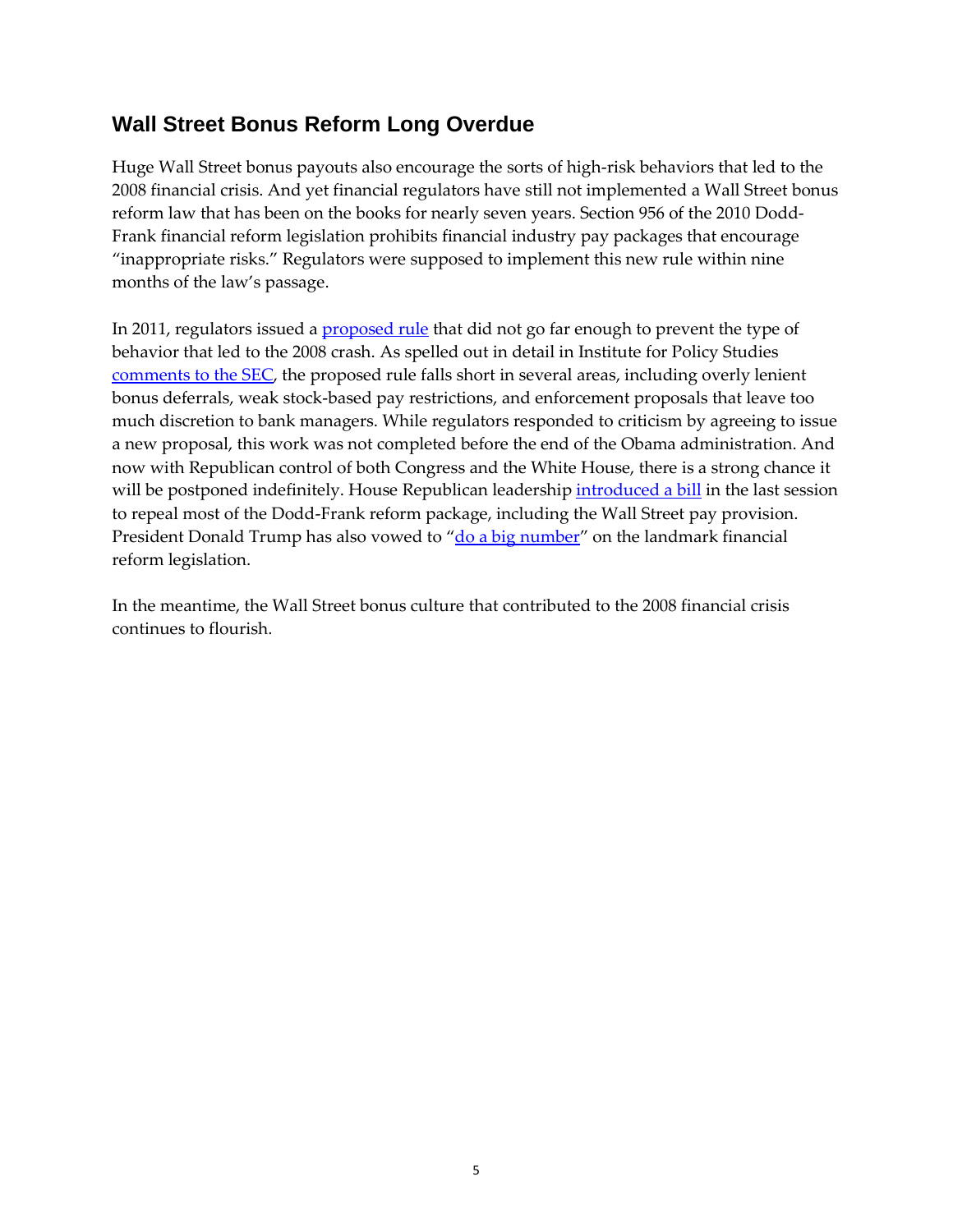## Wall Street Bonus Reform Long Overdue

Huge Wall Street bonus payouts also encourage the sorts of high-risk behaviors that led to the 2008 financial crisis. And yet financial regulators have still not implemented a Wall Street bonus reform law that has been on the books for nearly seven years. Section 956 of the 2010 Dodd-Frank financial reform legislation prohibits financial industry pay packages that encourage "inappropriate risks." Regulators were supposed to implement this new rule within nine months of the law's passage.

In 2011, regulators issued a proposed rule that did not go far enough to prevent the type of behavior that led to the 2008 crash. As spelled out in detail in Institute for Policy Studies comments to the SEC, the proposed rule falls short in several areas, including overly lenient bonus deferrals, weak stock-based pay restrictions, and enforcement proposals that leave too much discretion to bank managers. While regulators responded to criticism by agreeing to issue a new proposal, this work was not completed before the end of the Obama administration. And now with Republican control of both Congress and the White House, there is a strong chance it will be postponed indefinitely. House Republican leadership introduced a bill in the last session to repeal most of the Dodd-Frank reform package, including the Wall Street pay provision. President Donald Trump has also vowed to "do a big number" on the landmark financial reform legislation.

In the meantime, the Wall Street bonus culture that contributed to the 2008 financial crisis continues to flourish.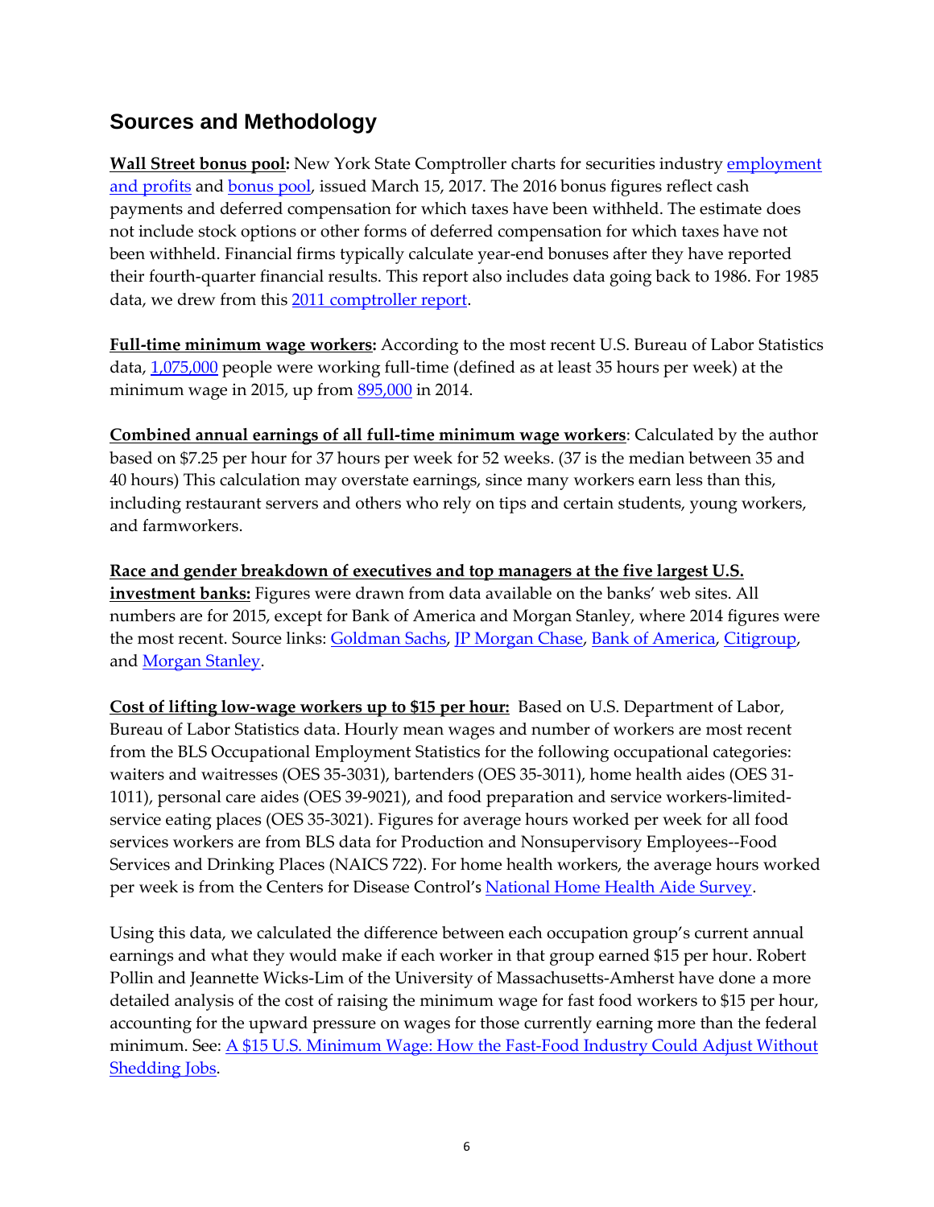## Sources and Methodology

**Wall Street bonus pool:** New York State Comptroller charts for securities industry employment and profits and bonus pool, issued March 15, 2017. The 2016 bonus figures reflect cash payments and deferred compensation for which taxes have been withheld. The estimate does not include stock options or other forms of deferred compensation for which taxes have not been withheld. Financial firms typically calculate year-end bonuses after they have reported their fourth-quarter financial results. This report also includes data going back to 1986. For 1985 data, we drew from this 2011 comptroller report.

**Full-time minimum wage workers:** According to the most recent U.S. Bureau of Labor Statistics data, 1,075,000 people were working full-time (defined as at least 35 hours per week) at the minimum wage in 2015, up from 895,000 in 2014.

**Combined annual earnings of all full-time minimum wage workers**: Calculated by the author based on $7.25 per hour for 37 hours per week for 52 weeks. (37 is the median between 35 and 40 hours) This calculation may overstate earnings, since many workers earn less than this, including restaurant servers and others who rely on tips and certain students, young workers, and farmworkers.

**Race and gender breakdown of executives and top managers at the five largest U.S. investment banks:** Figures were drawn from data available on the banks' web sites. All numbers are for 2015, except for Bank of America and Morgan Stanley, where 2014 figures were the most recent. Source links: Goldman Sachs, JP Morgan Chase, Bank of America, Citigroup, and Morgan Stanley.

**Cost of lifting low-wage workers up to $15 per hour:** Based on U.S. Department of Labor, Bureau of Labor Statistics data. Hourly mean wages and number of workers are most recent from the BLS Occupational Employment Statistics for the following occupational categories: waiters and waitresses (OES 35-3031), bartenders (OES 35-3011), home health aides (OES 31-1011), personal care aides (OES 39-9021), and food preparation and service workers-limited-service eating places (OES 35-3021). Figures for average hours worked per week for all food services workers are from BLS data for Production and Nonsupervisory Employees--Food Services and Drinking Places (NAICS 722). For home health workers, the average hours worked per week is from the Centers for Disease Control's National Home Health Aide Survey.

Using this data, we calculated the difference between each occupation group's current annual earnings and what they would make if each worker in that group earned $15 per hour. Robert Pollin and Jeannette Wicks-Lim of the University of Massachusetts-Amherst have done a more detailed analysis of the cost of raising the minimum wage for fast food workers to $15 per hour, accounting for the upward pressure on wages for those currently earning more than the federal minimum. See: A $15 U.S. Minimum Wage: How the Fast-Food Industry Could Adjust Without Shedding Jobs.